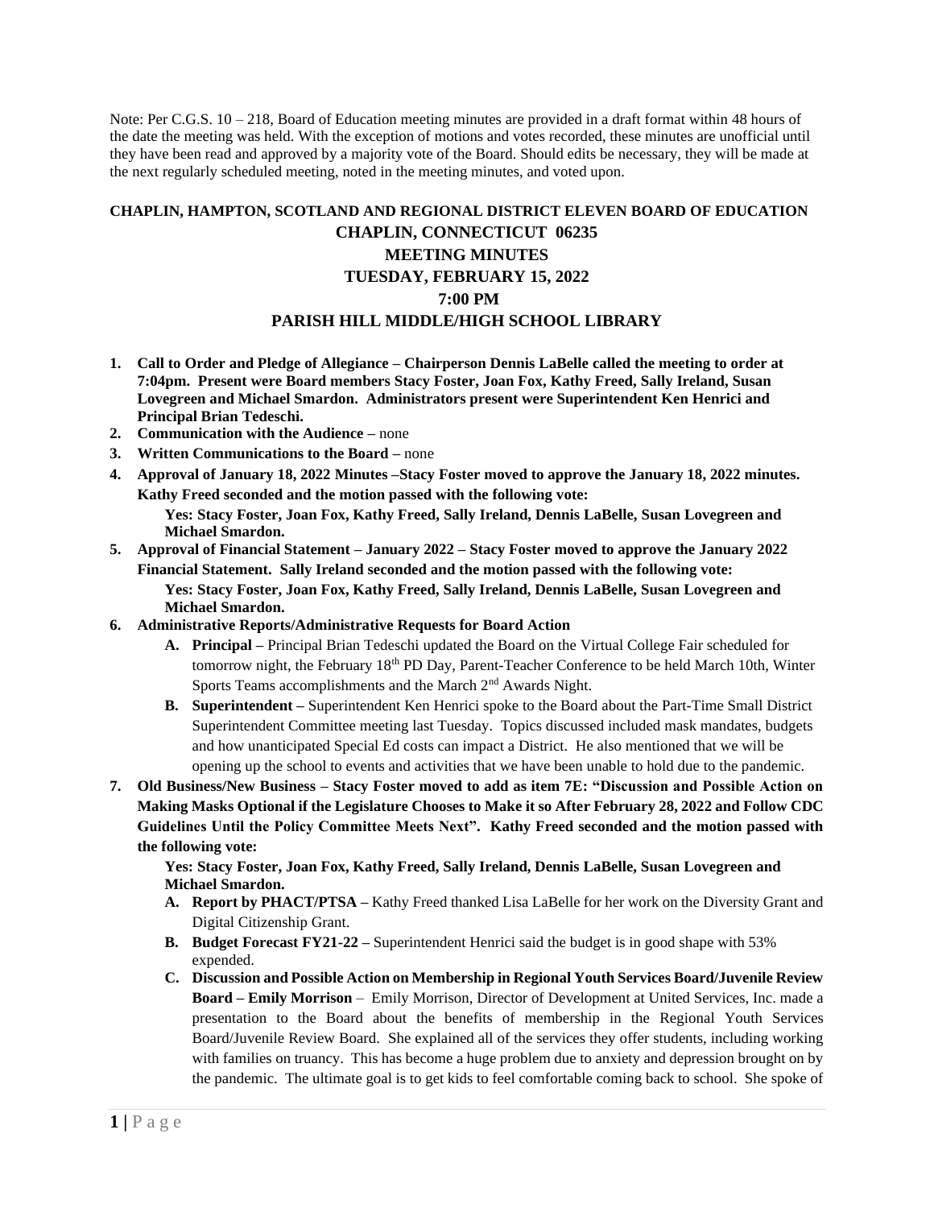Note: Per C.G.S. 10 – 218, Board of Education meeting minutes are provided in a draft format within 48 hours of the date the meeting was held. With the exception of motions and votes recorded, these minutes are unofficial until they have been read and approved by a majority vote of the Board. Should edits be necessary, they will be made at the next regularly scheduled meeting, noted in the meeting minutes, and voted upon.

# CHAPLIN, HAMPTON, SCOTLAND AND REGIONAL DISTRICT ELEVEN BOARD OF EDUCATION
## CHAPLIN, CONNECTICUT 06235
## MEETING MINUTES
## TUESDAY, FEBRUARY 15, 2022
## 7:00 PM
## PARISH HILL MIDDLE/HIGH SCHOOL LIBRARY

1. **Call to Order and Pledge of Allegiance – Chairperson Dennis LaBelle called the meeting to order at 7:04pm. Present were Board members Stacy Foster, Joan Fox, Kathy Freed, Sally Ireland, Susan Lovegreen and Michael Smardon. Administrators present were Superintendent Ken Henrici and Principal Brian Tedeschi.**
2. **Communication with the Audience –** none
3. **Written Communications to the Board –** none
4. **Approval of January 18, 2022 Minutes –Stacy Foster moved to approve the January 18, 2022 minutes. Kathy Freed seconded and the motion passed with the following vote:**
   **Yes: Stacy Foster, Joan Fox, Kathy Freed, Sally Ireland, Dennis LaBelle, Susan Lovegreen and Michael Smardon.**
5. **Approval of Financial Statement – January 2022 – Stacy Foster moved to approve the January 2022 Financial Statement. Sally Ireland seconded and the motion passed with the following vote:**
   **Yes: Stacy Foster, Joan Fox, Kathy Freed, Sally Ireland, Dennis LaBelle, Susan Lovegreen and Michael Smardon.**
6. **Administrative Reports/Administrative Requests for Board Action**
   - **A. Principal –** Principal Brian Tedeschi updated the Board on the Virtual College Fair scheduled for tomorrow night, the February 18th PD Day, Parent-Teacher Conference to be held March 10th, Winter Sports Teams accomplishments and the March 2nd Awards Night.
   - **B. Superintendent –** Superintendent Ken Henrici spoke to the Board about the Part-Time Small District Superintendent Committee meeting last Tuesday. Topics discussed included mask mandates, budgets and how unanticipated Special Ed costs can impact a District. He also mentioned that we will be opening up the school to events and activities that we have been unable to hold due to the pandemic.
7. **Old Business/New Business – Stacy Foster moved to add as item 7E: "Discussion and Possible Action on Making Masks Optional if the Legislature Chooses to Make it so After February 28, 2022 and Follow CDC Guidelines Until the Policy Committee Meets Next". Kathy Freed seconded and the motion passed with the following vote:**
   **Yes: Stacy Foster, Joan Fox, Kathy Freed, Sally Ireland, Dennis LaBelle, Susan Lovegreen and Michael Smardon.**
   - **A. Report by PHACT/PTSA –** Kathy Freed thanked Lisa LaBelle for her work on the Diversity Grant and Digital Citizenship Grant.
   - **B. Budget Forecast FY21-22 –** Superintendent Henrici said the budget is in good shape with 53% expended.
   - **C. Discussion and Possible Action on Membership in Regional Youth Services Board/Juvenile Review Board – Emily Morrison** – Emily Morrison, Director of Development at United Services, Inc. made a presentation to the Board about the benefits of membership in the Regional Youth Services Board/Juvenile Review Board. She explained all of the services they offer students, including working with families on truancy. This has become a huge problem due to anxiety and depression brought on by the pandemic. The ultimate goal is to get kids to feel comfortable coming back to school. She spoke of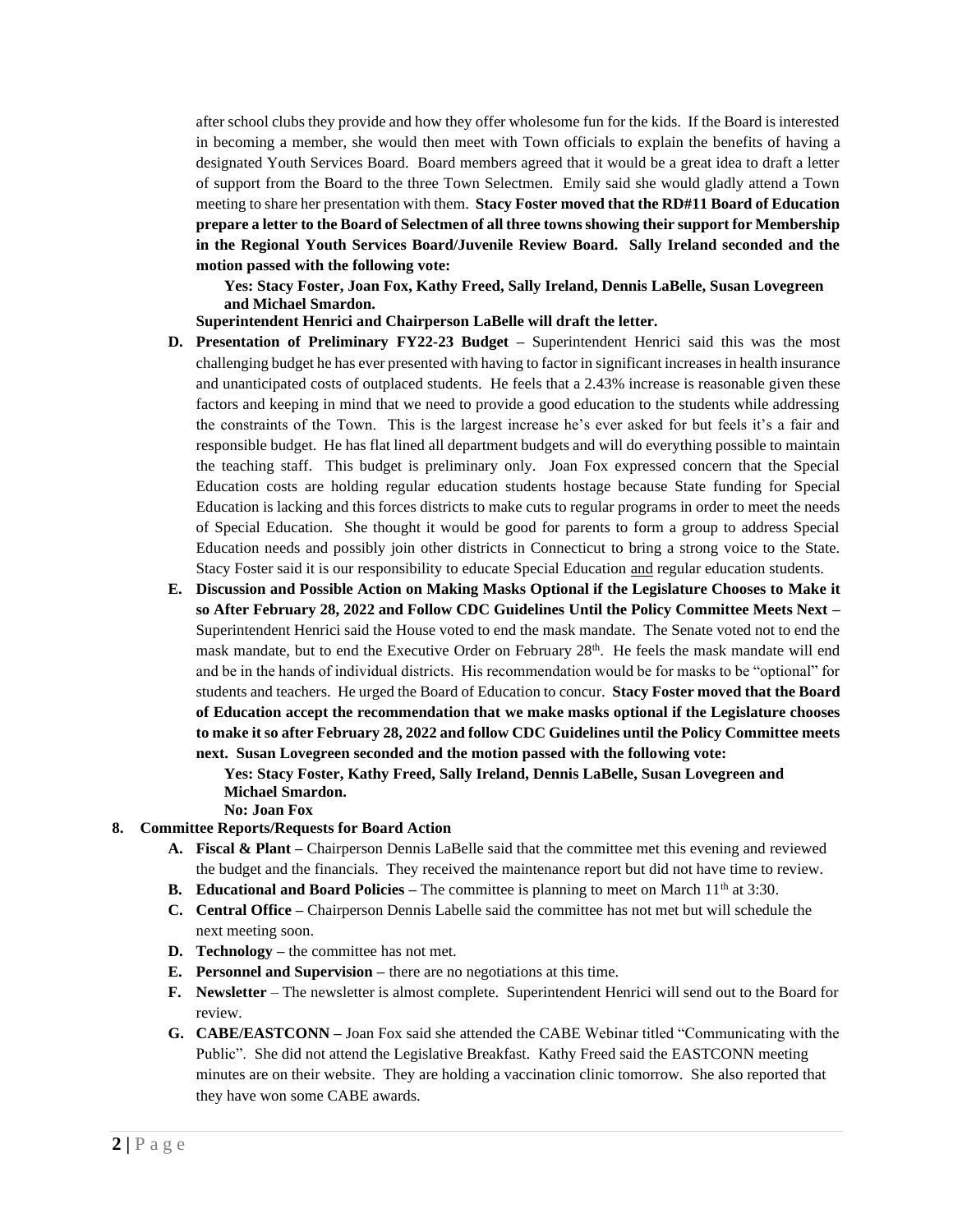after school clubs they provide and how they offer wholesome fun for the kids. If the Board is interested in becoming a member, she would then meet with Town officials to explain the benefits of having a designated Youth Services Board. Board members agreed that it would be a great idea to draft a letter of support from the Board to the three Town Selectmen. Emily said she would gladly attend a Town meeting to share her presentation with them. **Stacy Foster moved that the RD#11 Board of Education prepare a letter to the Board of Selectmen of all three towns showing their support for Membership in the Regional Youth Services Board/Juvenile Review Board. Sally Ireland seconded and the motion passed with the following vote:**

**Yes: Stacy Foster, Joan Fox, Kathy Freed, Sally Ireland, Dennis LaBelle, Susan Lovegreen and Michael Smardon.**

**Superintendent Henrici and Chairperson LaBelle will draft the letter.**

- **D. Presentation of Preliminary FY22-23 Budget –** Superintendent Henrici said this was the most challenging budget he has ever presented with having to factor in significant increases in health insurance and unanticipated costs of outplaced students. He feels that a 2.43% increase is reasonable given these factors and keeping in mind that we need to provide a good education to the students while addressing the constraints of the Town. This is the largest increase he's ever asked for but feels it's a fair and responsible budget. He has flat lined all department budgets and will do everything possible to maintain the teaching staff. This budget is preliminary only. Joan Fox expressed concern that the Special Education costs are holding regular education students hostage because State funding for Special Education is lacking and this forces districts to make cuts to regular programs in order to meet the needs of Special Education. She thought it would be good for parents to form a group to address Special Education needs and possibly join other districts in Connecticut to bring a strong voice to the State. Stacy Foster said it is our responsibility to educate Special Education and regular education students.
- **E. Discussion and Possible Action on Making Masks Optional if the Legislature Chooses to Make it so After February 28, 2022 and Follow CDC Guidelines Until the Policy Committee Meets Next –** Superintendent Henrici said the House voted to end the mask mandate. The Senate voted not to end the mask mandate, but to end the Executive Order on February 28th. He feels the mask mandate will end and be in the hands of individual districts. His recommendation would be for masks to be "optional" for students and teachers. He urged the Board of Education to concur. **Stacy Foster moved that the Board of Education accept the recommendation that we make masks optional if the Legislature chooses to make it so after February 28, 2022 and follow CDC Guidelines until the Policy Committee meets next. Susan Lovegreen seconded and the motion passed with the following vote:**

  **Yes: Stacy Foster, Kathy Freed, Sally Ireland, Dennis LaBelle, Susan Lovegreen and Michael Smardon.**
  **No: Joan Fox**

**8. Committee Reports/Requests for Board Action**

- **A. Fiscal & Plant –** Chairperson Dennis LaBelle said that the committee met this evening and reviewed the budget and the financials. They received the maintenance report but did not have time to review.
- **B. Educational and Board Policies –** The committee is planning to meet on March 11th at 3:30.
- **C. Central Office –** Chairperson Dennis Labelle said the committee has not met but will schedule the next meeting soon.
- **D. Technology –** the committee has not met.
- **E. Personnel and Supervision –** there are no negotiations at this time.
- **F. Newsletter** – The newsletter is almost complete. Superintendent Henrici will send out to the Board for review.
- **G. CABE/EASTCONN –** Joan Fox said she attended the CABE Webinar titled "Communicating with the Public". She did not attend the Legislative Breakfast. Kathy Freed said the EASTCONN meeting minutes are on their website. They are holding a vaccination clinic tomorrow. She also reported that they have won some CABE awards.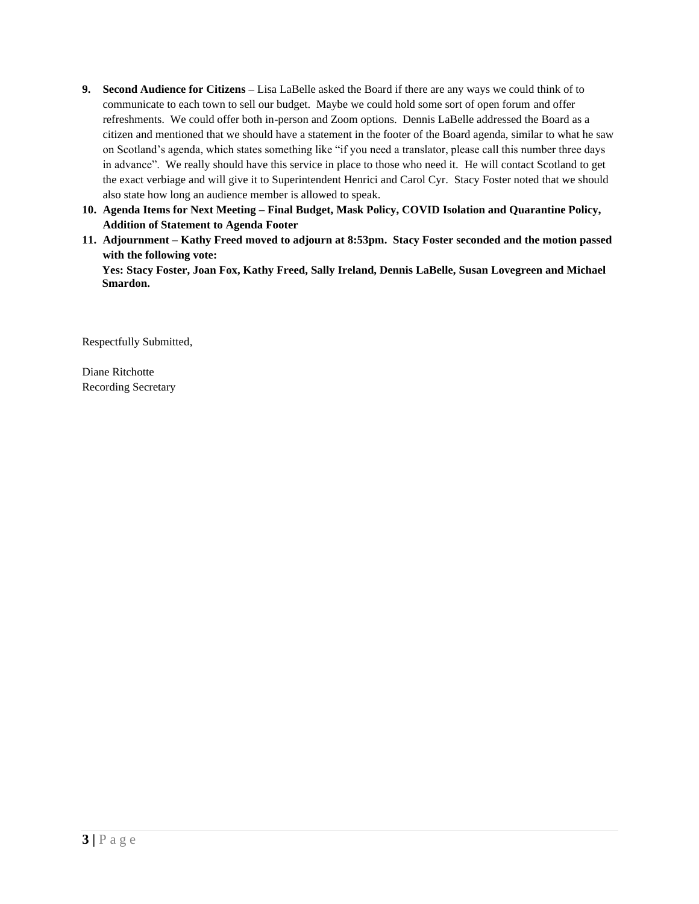9. **Second Audience for Citizens –** Lisa LaBelle asked the Board if there are any ways we could think of to communicate to each town to sell our budget. Maybe we could hold some sort of open forum and offer refreshments. We could offer both in-person and Zoom options. Dennis LaBelle addressed the Board as a citizen and mentioned that we should have a statement in the footer of the Board agenda, similar to what he saw on Scotland's agenda, which states something like "if you need a translator, please call this number three days in advance". We really should have this service in place to those who need it. He will contact Scotland to get the exact verbiage and will give it to Superintendent Henrici and Carol Cyr. Stacy Foster noted that we should also state how long an audience member is allowed to speak.
10. **Agenda Items for Next Meeting – Final Budget, Mask Policy, COVID Isolation and Quarantine Policy, Addition of Statement to Agenda Footer**
11. **Adjournment – Kathy Freed moved to adjourn at 8:53pm. Stacy Foster seconded and the motion passed with the following vote:**
    **Yes: Stacy Foster, Joan Fox, Kathy Freed, Sally Ireland, Dennis LaBelle, Susan Lovegreen and Michael Smardon.**

Respectfully Submitted,

Diane Ritchotte
Recording Secretary